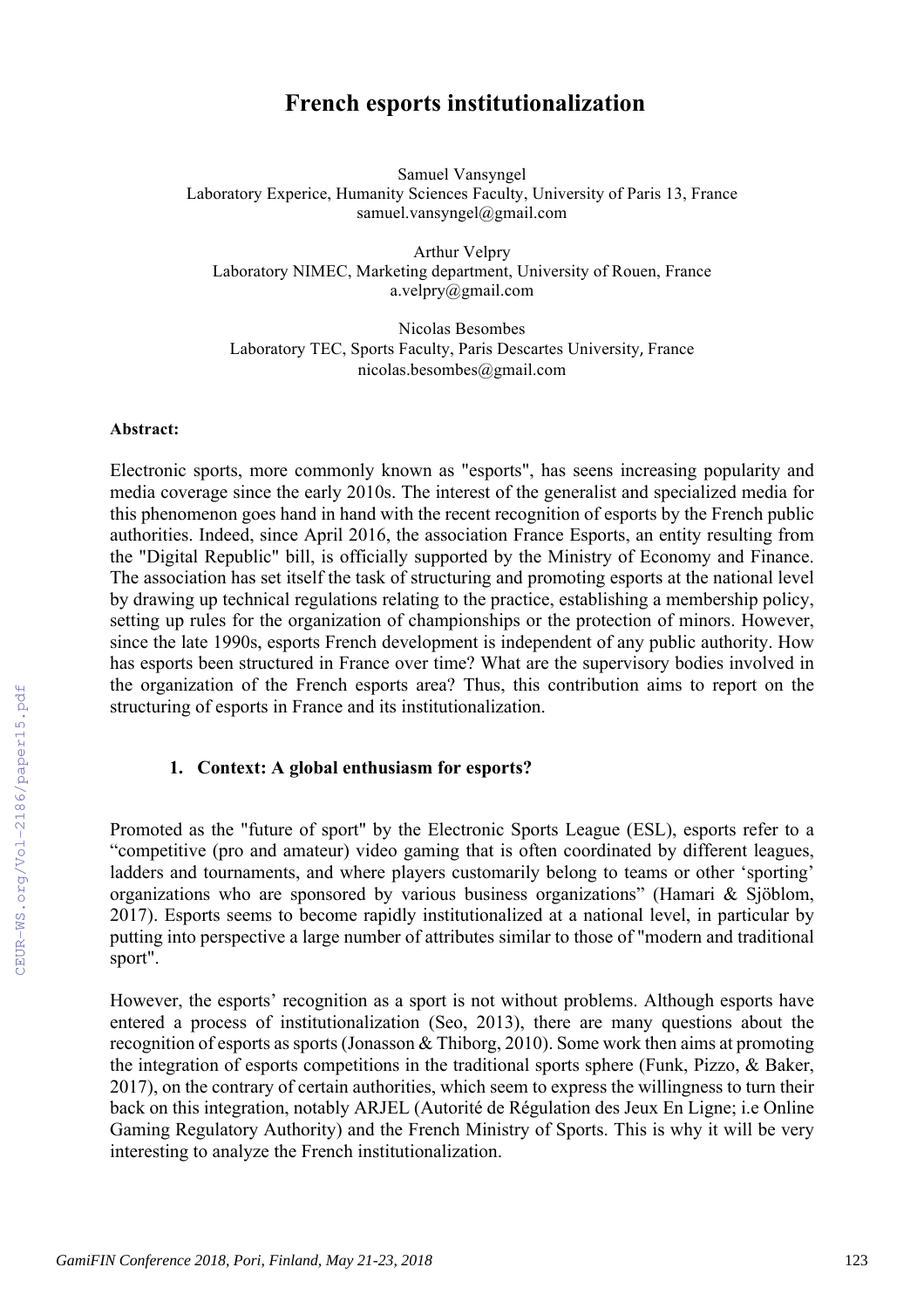# French esports institutionalization

Samuel Vansyngel
Laboratory Experice, Humanity Sciences Faculty, University of Paris 13, France
samuel.vansyngel@gmail.com

Arthur Velpry
Laboratory NIMEC, Marketing department, University of Rouen, France
a.velpry@gmail.com

Nicolas Besombes
Laboratory TEC, Sports Faculty, Paris Descartes University, France
nicolas.besombes@gmail.com

**Abstract:**

Electronic sports, more commonly known as "esports", has seens increasing popularity and media coverage since the early 2010s. The interest of the generalist and specialized media for this phenomenon goes hand in hand with the recent recognition of esports by the French public authorities. Indeed, since April 2016, the association France Esports, an entity resulting from the "Digital Republic" bill, is officially supported by the Ministry of Economy and Finance. The association has set itself the task of structuring and promoting esports at the national level by drawing up technical regulations relating to the practice, establishing a membership policy, setting up rules for the organization of championships or the protection of minors. However, since the late 1990s, esports French development is independent of any public authority. How has esports been structured in France over time? What are the supervisory bodies involved in the organization of the French esports area? Thus, this contribution aims to report on the structuring of esports in France and its institutionalization.

## 1. Context: A global enthusiasm for esports?

Promoted as the "future of sport" by the Electronic Sports League (ESL), esports refer to a “competitive (pro and amateur) video gaming that is often coordinated by different leagues, ladders and tournaments, and where players customarily belong to teams or other ‘sporting’ organizations who are sponsored by various business organizations” (Hamari & Sjöblom, 2017). Esports seems to become rapidly institutionalized at a national level, in particular by putting into perspective a large number of attributes similar to those of "modern and traditional sport".

However, the esports’ recognition as a sport is not without problems. Although esports have entered a process of institutionalization (Seo, 2013), there are many questions about the recognition of esports as sports (Jonasson & Thiborg, 2010). Some work then aims at promoting the integration of esports competitions in the traditional sports sphere (Funk, Pizzo, & Baker, 2017), on the contrary of certain authorities, which seem to express the willingness to turn their back on this integration, notably ARJEL (Autorité de Régulation des Jeux En Ligne; i.e Online Gaming Regulatory Authority) and the French Ministry of Sports. This is why it will be very interesting to analyze the French institutionalization.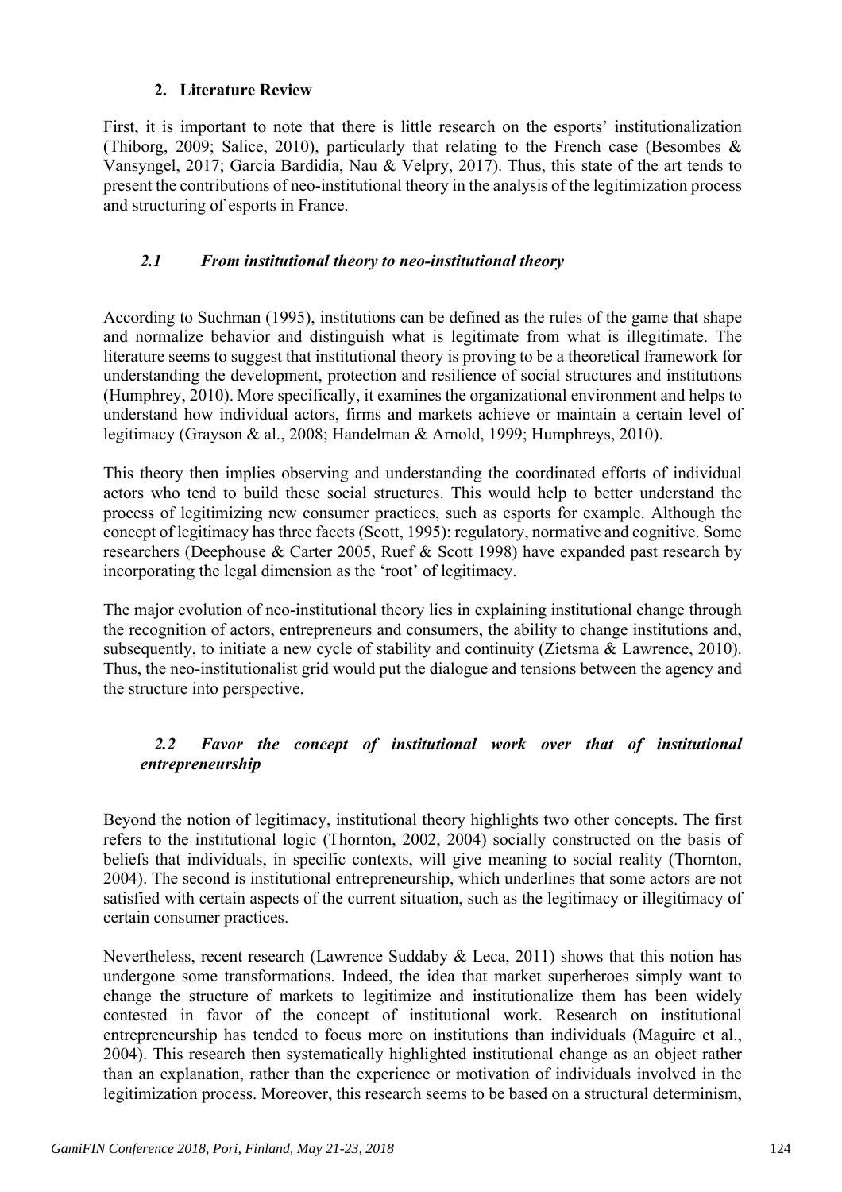## 2. Literature Review

First, it is important to note that there is little research on the esports' institutionalization (Thiborg, 2009; Salice, 2010), particularly that relating to the French case (Besombes & Vansyngel, 2017; Garcia Bardidia, Nau & Velpry, 2017). Thus, this state of the art tends to present the contributions of neo-institutional theory in the analysis of the legitimization process and structuring of esports in France.

### *2.1 From institutional theory to neo-institutional theory*

According to Suchman (1995), institutions can be defined as the rules of the game that shape and normalize behavior and distinguish what is legitimate from what is illegitimate. The literature seems to suggest that institutional theory is proving to be a theoretical framework for understanding the development, protection and resilience of social structures and institutions (Humphrey, 2010). More specifically, it examines the organizational environment and helps to understand how individual actors, firms and markets achieve or maintain a certain level of legitimacy (Grayson & al., 2008; Handelman & Arnold, 1999; Humphreys, 2010).

This theory then implies observing and understanding the coordinated efforts of individual actors who tend to build these social structures. This would help to better understand the process of legitimizing new consumer practices, such as esports for example. Although the concept of legitimacy has three facets (Scott, 1995): regulatory, normative and cognitive. Some researchers (Deephouse & Carter 2005, Ruef & Scott 1998) have expanded past research by incorporating the legal dimension as the 'root' of legitimacy.

The major evolution of neo-institutional theory lies in explaining institutional change through the recognition of actors, entrepreneurs and consumers, the ability to change institutions and, subsequently, to initiate a new cycle of stability and continuity (Zietsma & Lawrence, 2010). Thus, the neo-institutionalist grid would put the dialogue and tensions between the agency and the structure into perspective.

### *2.2 Favor the concept of institutional work over that of institutional entrepreneurship*

Beyond the notion of legitimacy, institutional theory highlights two other concepts. The first refers to the institutional logic (Thornton, 2002, 2004) socially constructed on the basis of beliefs that individuals, in specific contexts, will give meaning to social reality (Thornton, 2004). The second is institutional entrepreneurship, which underlines that some actors are not satisfied with certain aspects of the current situation, such as the legitimacy or illegitimacy of certain consumer practices.

Nevertheless, recent research (Lawrence Suddaby & Leca, 2011) shows that this notion has undergone some transformations. Indeed, the idea that market superheroes simply want to change the structure of markets to legitimize and institutionalize them has been widely contested in favor of the concept of institutional work. Research on institutional entrepreneurship has tended to focus more on institutions than individuals (Maguire et al., 2004). This research then systematically highlighted institutional change as an object rather than an explanation, rather than the experience or motivation of individuals involved in the legitimization process. Moreover, this research seems to be based on a structural determinism,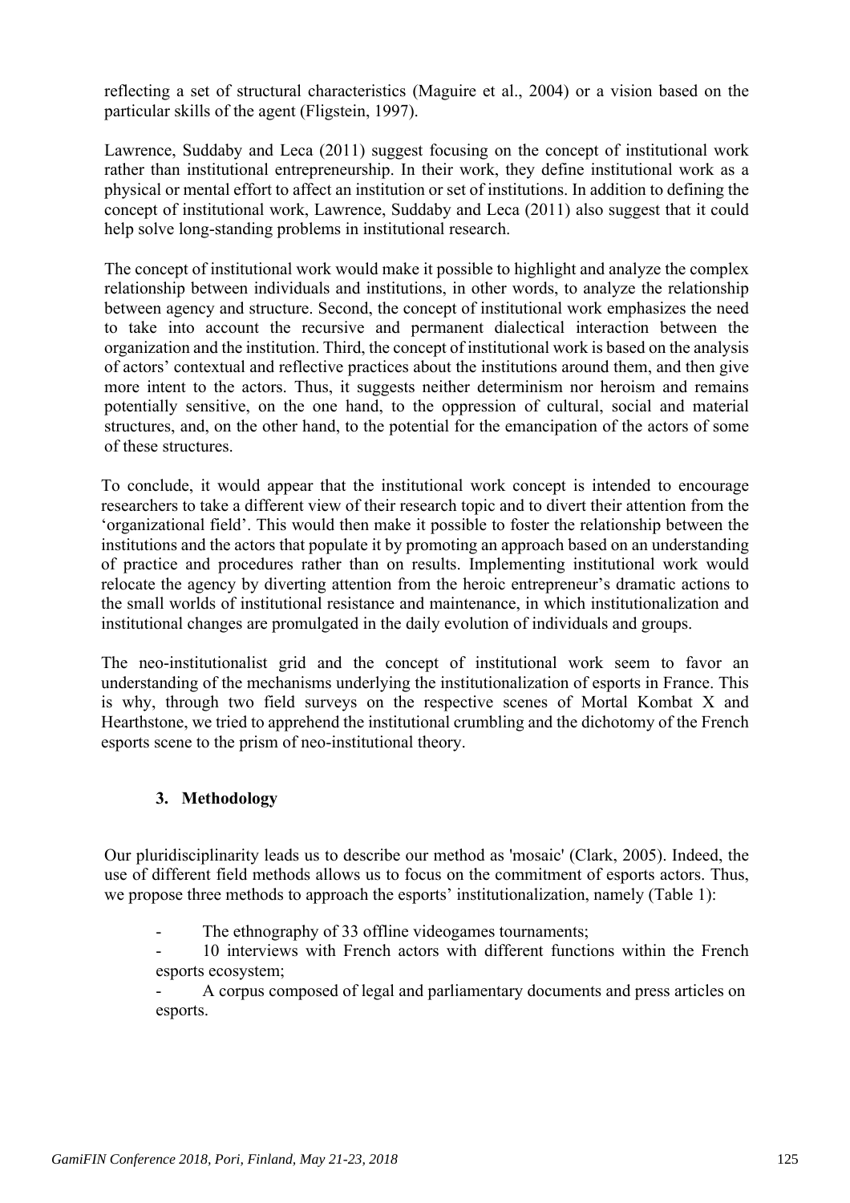reflecting a set of structural characteristics (Maguire et al., 2004) or a vision based on the particular skills of the agent (Fligstein, 1997).

Lawrence, Suddaby and Leca (2011) suggest focusing on the concept of institutional work rather than institutional entrepreneurship. In their work, they define institutional work as a physical or mental effort to affect an institution or set of institutions. In addition to defining the concept of institutional work, Lawrence, Suddaby and Leca (2011) also suggest that it could help solve long-standing problems in institutional research.

The concept of institutional work would make it possible to highlight and analyze the complex relationship between individuals and institutions, in other words, to analyze the relationship between agency and structure. Second, the concept of institutional work emphasizes the need to take into account the recursive and permanent dialectical interaction between the organization and the institution. Third, the concept of institutional work is based on the analysis of actors' contextual and reflective practices about the institutions around them, and then give more intent to the actors. Thus, it suggests neither determinism nor heroism and remains potentially sensitive, on the one hand, to the oppression of cultural, social and material structures, and, on the other hand, to the potential for the emancipation of the actors of some of these structures.

To conclude, it would appear that the institutional work concept is intended to encourage researchers to take a different view of their research topic and to divert their attention from the 'organizational field'. This would then make it possible to foster the relationship between the institutions and the actors that populate it by promoting an approach based on an understanding of practice and procedures rather than on results. Implementing institutional work would relocate the agency by diverting attention from the heroic entrepreneur's dramatic actions to the small worlds of institutional resistance and maintenance, in which institutionalization and institutional changes are promulgated in the daily evolution of individuals and groups.

The neo-institutionalist grid and the concept of institutional work seem to favor an understanding of the mechanisms underlying the institutionalization of esports in France. This is why, through two field surveys on the respective scenes of Mortal Kombat X and Hearthstone, we tried to apprehend the institutional crumbling and the dichotomy of the French esports scene to the prism of neo-institutional theory.

## 3. Methodology

Our pluridisciplinarity leads us to describe our method as 'mosaic' (Clark, 2005). Indeed, the use of different field methods allows us to focus on the commitment of esports actors. Thus, we propose three methods to approach the esports' institutionalization, namely (Table 1):

- The ethnography of 33 offline videogames tournaments;
- 10 interviews with French actors with different functions within the French esports ecosystem;
- A corpus composed of legal and parliamentary documents and press articles on esports.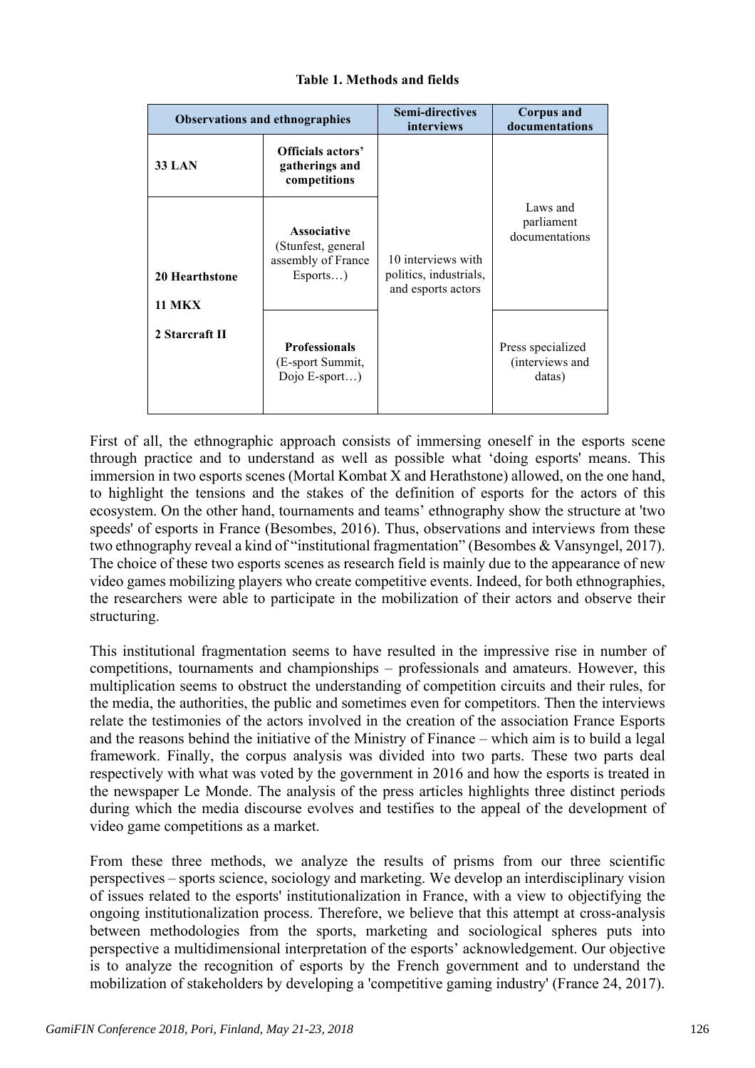**Table 1. Methods and fields**

| Observations and ethnographies | | Semi-directives interviews | Corpus and documentations |
|---|---|---|---|
| **33 LAN** | **Officials actors' gatherings and competitions** | 10 interviews with politics, industrials, and esports actors | Laws and parliament documentations |
| **20 Hearthstone**<br>**11 MKX**<br>**2 Starcraft II** | **Associative** (Stunfest, general assembly of France Esports…) | | |
| | **Professionals** (E-sport Summit, Dojo E-sport…) | | Press specialized (interviews and datas) |

First of all, the ethnographic approach consists of immersing oneself in the esports scene through practice and to understand as well as possible what 'doing esports' means. This immersion in two esports scenes (Mortal Kombat X and Herathstone) allowed, on the one hand, to highlight the tensions and the stakes of the definition of esports for the actors of this ecosystem. On the other hand, tournaments and teams' ethnography show the structure at 'two speeds' of esports in France (Besombes, 2016). Thus, observations and interviews from these two ethnography reveal a kind of "institutional fragmentation" (Besombes & Vansyngel, 2017). The choice of these two esports scenes as research field is mainly due to the appearance of new video games mobilizing players who create competitive events. Indeed, for both ethnographies, the researchers were able to participate in the mobilization of their actors and observe their structuring.

This institutional fragmentation seems to have resulted in the impressive rise in number of competitions, tournaments and championships – professionals and amateurs. However, this multiplication seems to obstruct the understanding of competition circuits and their rules, for the media, the authorities, the public and sometimes even for competitors. Then the interviews relate the testimonies of the actors involved in the creation of the association France Esports and the reasons behind the initiative of the Ministry of Finance – which aim is to build a legal framework. Finally, the corpus analysis was divided into two parts. These two parts deal respectively with what was voted by the government in 2016 and how the esports is treated in the newspaper Le Monde. The analysis of the press articles highlights three distinct periods during which the media discourse evolves and testifies to the appeal of the development of video game competitions as a market.

From these three methods, we analyze the results of prisms from our three scientific perspectives – sports science, sociology and marketing. We develop an interdisciplinary vision of issues related to the esports' institutionalization in France, with a view to objectifying the ongoing institutionalization process. Therefore, we believe that this attempt at cross-analysis between methodologies from the sports, marketing and sociological spheres puts into perspective a multidimensional interpretation of the esports' acknowledgement. Our objective is to analyze the recognition of esports by the French government and to understand the mobilization of stakeholders by developing a 'competitive gaming industry' (France 24, 2017).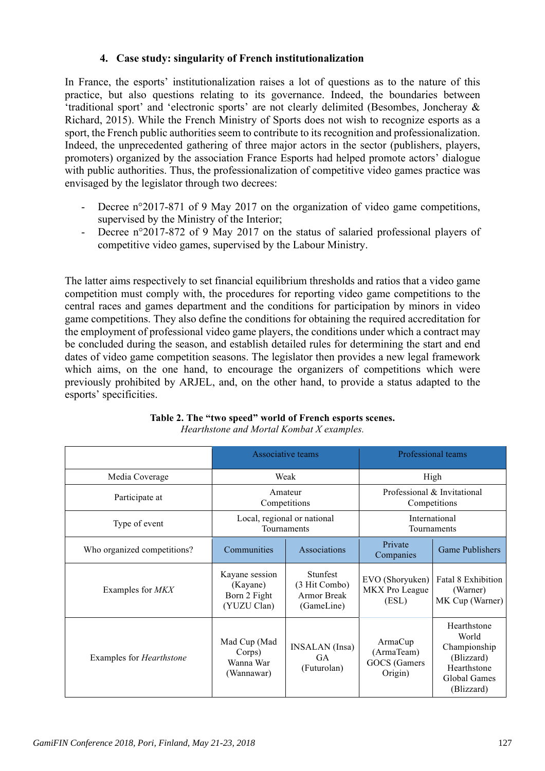## 4. Case study: singularity of French institutionalization

In France, the esports' institutionalization raises a lot of questions as to the nature of this practice, but also questions relating to its governance. Indeed, the boundaries between 'traditional sport' and 'electronic sports' are not clearly delimited (Besombes, Joncheray & Richard, 2015). While the French Ministry of Sports does not wish to recognize esports as a sport, the French public authorities seem to contribute to its recognition and professionalization. Indeed, the unprecedented gathering of three major actors in the sector (publishers, players, promoters) organized by the association France Esports had helped promote actors' dialogue with public authorities. Thus, the professionalization of competitive video games practice was envisaged by the legislator through two decrees:

- Decree n°2017-871 of 9 May 2017 on the organization of video game competitions, supervised by the Ministry of the Interior;
- Decree n°2017-872 of 9 May 2017 on the status of salaried professional players of competitive video games, supervised by the Labour Ministry.

The latter aims respectively to set financial equilibrium thresholds and ratios that a video game competition must comply with, the procedures for reporting video game competitions to the central races and games department and the conditions for participation by minors in video game competitions. They also define the conditions for obtaining the required accreditation for the employment of professional video game players, the conditions under which a contract may be concluded during the season, and establish detailed rules for determining the start and end dates of video game competition seasons. The legislator then provides a new legal framework which aims, on the one hand, to encourage the organizers of competitions which were previously prohibited by ARJEL, and, on the other hand, to provide a status adapted to the esports' specificities.

**Table 2. The "two speed" world of French esports scenes.**
*Hearthstone and Mortal Kombat X examples.*

| | Associative teams | | Professional teams | |
|---|---|---|---|---|
| Media Coverage | Weak | | High | |
| Participate at | Amateur Competitions | | Professional & Invitational Competitions | |
| Type of event | Local, regional or national Tournaments | | International Tournaments | |
| Who organized competitions? | Communities | Associations | Private Companies | Game Publishers |
| Examples for *MKX* | Kayane session (Kayane) Born 2 Fight (YUZU Clan) | Stunfest (3 Hit Combo) Armor Break (GameLine) | EVO (Shoryuken) MKX Pro League (ESL) | Fatal 8 Exhibition (Warner) MK Cup (Warner) |
| Examples for *Hearthstone* | Mad Cup (Mad Corps) Wanna War (Wannawar) | INSALAN (Insa) GA (Futurolan) | ArmaCup (ArmaTeam) GOCS (Gamers Origin) | Hearthstone World Championship (Blizzard) Hearthstone Global Games (Blizzard) |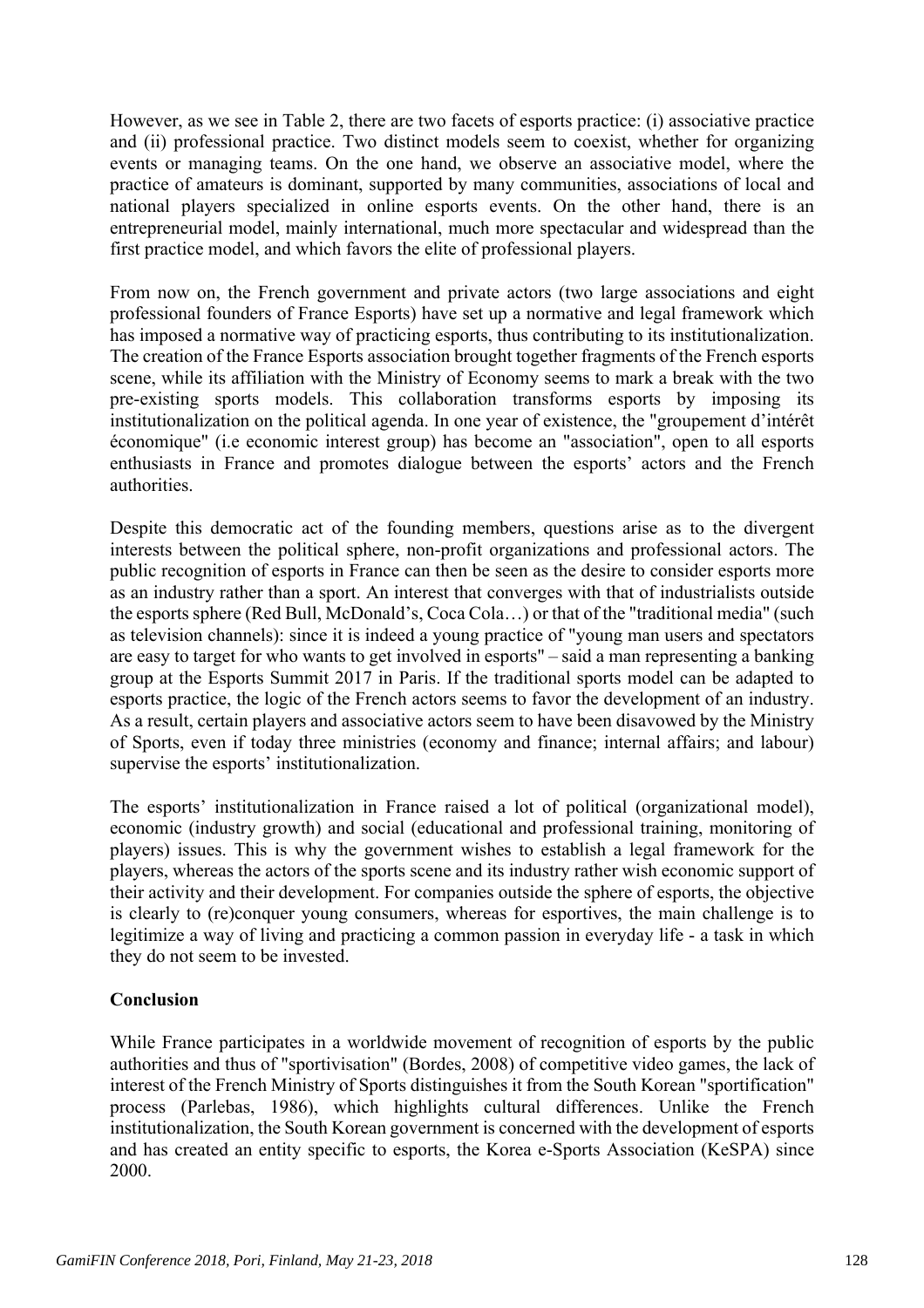However, as we see in Table 2, there are two facets of esports practice: (i) associative practice and (ii) professional practice. Two distinct models seem to coexist, whether for organizing events or managing teams. On the one hand, we observe an associative model, where the practice of amateurs is dominant, supported by many communities, associations of local and national players specialized in online esports events. On the other hand, there is an entrepreneurial model, mainly international, much more spectacular and widespread than the first practice model, and which favors the elite of professional players.

From now on, the French government and private actors (two large associations and eight professional founders of France Esports) have set up a normative and legal framework which has imposed a normative way of practicing esports, thus contributing to its institutionalization. The creation of the France Esports association brought together fragments of the French esports scene, while its affiliation with the Ministry of Economy seems to mark a break with the two pre-existing sports models. This collaboration transforms esports by imposing its institutionalization on the political agenda. In one year of existence, the "groupement d'intérêt économique" (i.e economic interest group) has become an "association", open to all esports enthusiasts in France and promotes dialogue between the esports' actors and the French authorities.

Despite this democratic act of the founding members, questions arise as to the divergent interests between the political sphere, non-profit organizations and professional actors. The public recognition of esports in France can then be seen as the desire to consider esports more as an industry rather than a sport. An interest that converges with that of industrialists outside the esports sphere (Red Bull, McDonald's, Coca Cola…) or that of the "traditional media" (such as television channels): since it is indeed a young practice of "young man users and spectators are easy to target for who wants to get involved in esports" – said a man representing a banking group at the Esports Summit 2017 in Paris. If the traditional sports model can be adapted to esports practice, the logic of the French actors seems to favor the development of an industry. As a result, certain players and associative actors seem to have been disavowed by the Ministry of Sports, even if today three ministries (economy and finance; internal affairs; and labour) supervise the esports' institutionalization.

The esports' institutionalization in France raised a lot of political (organizational model), economic (industry growth) and social (educational and professional training, monitoring of players) issues. This is why the government wishes to establish a legal framework for the players, whereas the actors of the sports scene and its industry rather wish economic support of their activity and their development. For companies outside the sphere of esports, the objective is clearly to (re)conquer young consumers, whereas for esportives, the main challenge is to legitimize a way of living and practicing a common passion in everyday life - a task in which they do not seem to be invested.

## Conclusion

While France participates in a worldwide movement of recognition of esports by the public authorities and thus of "sportivisation" (Bordes, 2008) of competitive video games, the lack of interest of the French Ministry of Sports distinguishes it from the South Korean "sportification" process (Parlebas, 1986), which highlights cultural differences. Unlike the French institutionalization, the South Korean government is concerned with the development of esports and has created an entity specific to esports, the Korea e-Sports Association (KeSPA) since 2000.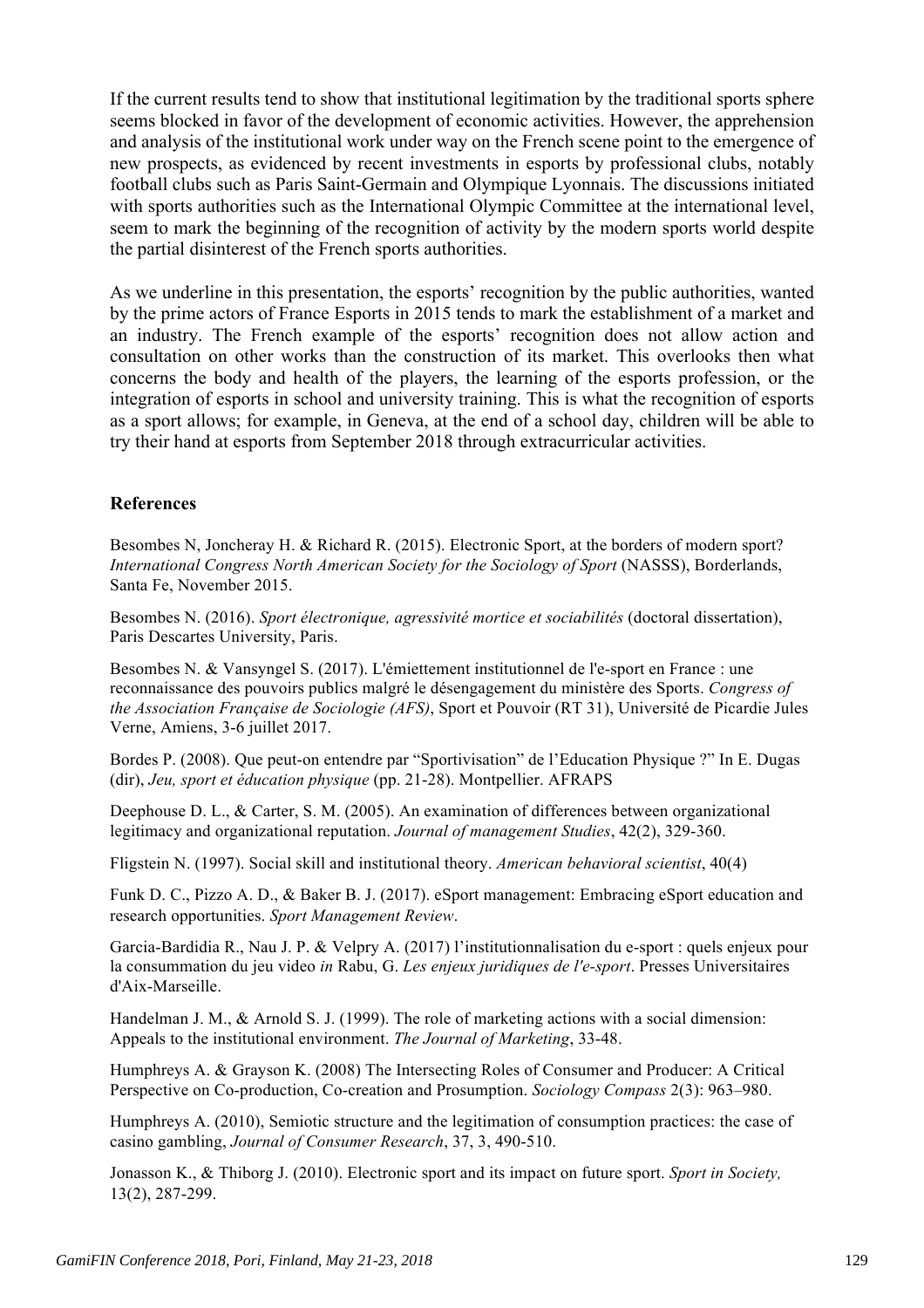If the current results tend to show that institutional legitimation by the traditional sports sphere seems blocked in favor of the development of economic activities. However, the apprehension and analysis of the institutional work under way on the French scene point to the emergence of new prospects, as evidenced by recent investments in esports by professional clubs, notably football clubs such as Paris Saint-Germain and Olympique Lyonnais. The discussions initiated with sports authorities such as the International Olympic Committee at the international level, seem to mark the beginning of the recognition of activity by the modern sports world despite the partial disinterest of the French sports authorities.

As we underline in this presentation, the esports' recognition by the public authorities, wanted by the prime actors of France Esports in 2015 tends to mark the establishment of a market and an industry. The French example of the esports' recognition does not allow action and consultation on other works than the construction of its market. This overlooks then what concerns the body and health of the players, the learning of the esports profession, or the integration of esports in school and university training. This is what the recognition of esports as a sport allows; for example, in Geneva, at the end of a school day, children will be able to try their hand at esports from September 2018 through extracurricular activities.

## References

Besombes N, Joncheray H. & Richard R. (2015). Electronic Sport, at the borders of modern sport? *International Congress North American Society for the Sociology of Sport* (NASSS), Borderlands, Santa Fe, November 2015.

Besombes N. (2016). *Sport électronique, agressivité mortice et sociabilités* (doctoral dissertation), Paris Descartes University, Paris.

Besombes N. & Vansyngel S. (2017). L'émiettement institutionnel de l'e-sport en France : une reconnaissance des pouvoirs publics malgré le désengagement du ministère des Sports. *Congress of the Association Française de Sociologie (AFS)*, Sport et Pouvoir (RT 31), Université de Picardie Jules Verne, Amiens, 3-6 juillet 2017.

Bordes P. (2008). Que peut-on entendre par "Sportivisation" de l'Education Physique ?" In E. Dugas (dir), *Jeu, sport et éducation physique* (pp. 21-28). Montpellier. AFRAPS

Deephouse D. L., & Carter, S. M. (2005). An examination of differences between organizational legitimacy and organizational reputation. *Journal of management Studies*, 42(2), 329-360.

Fligstein N. (1997). Social skill and institutional theory. *American behavioral scientist*, 40(4)

Funk D. C., Pizzo A. D., & Baker B. J. (2017). eSport management: Embracing eSport education and research opportunities. *Sport Management Review*.

Garcia-Bardidia R., Nau J. P. & Velpry A. (2017) l'institutionnalisation du e-sport : quels enjeux pour la consummation du jeu video *in* Rabu, G. *Les enjeux juridiques de l'e-sport*. Presses Universitaires d'Aix-Marseille.

Handelman J. M., & Arnold S. J. (1999). The role of marketing actions with a social dimension: Appeals to the institutional environment. *The Journal of Marketing*, 33-48.

Humphreys A. & Grayson K. (2008) The Intersecting Roles of Consumer and Producer: A Critical Perspective on Co-production, Co-creation and Prosumption. *Sociology Compass* 2(3): 963–980.

Humphreys A. (2010), Semiotic structure and the legitimation of consumption practices: the case of casino gambling, *Journal of Consumer Research*, 37, 3, 490-510.

Jonasson K., & Thiborg J. (2010). Electronic sport and its impact on future sport. *Sport in Society,* 13(2), 287-299.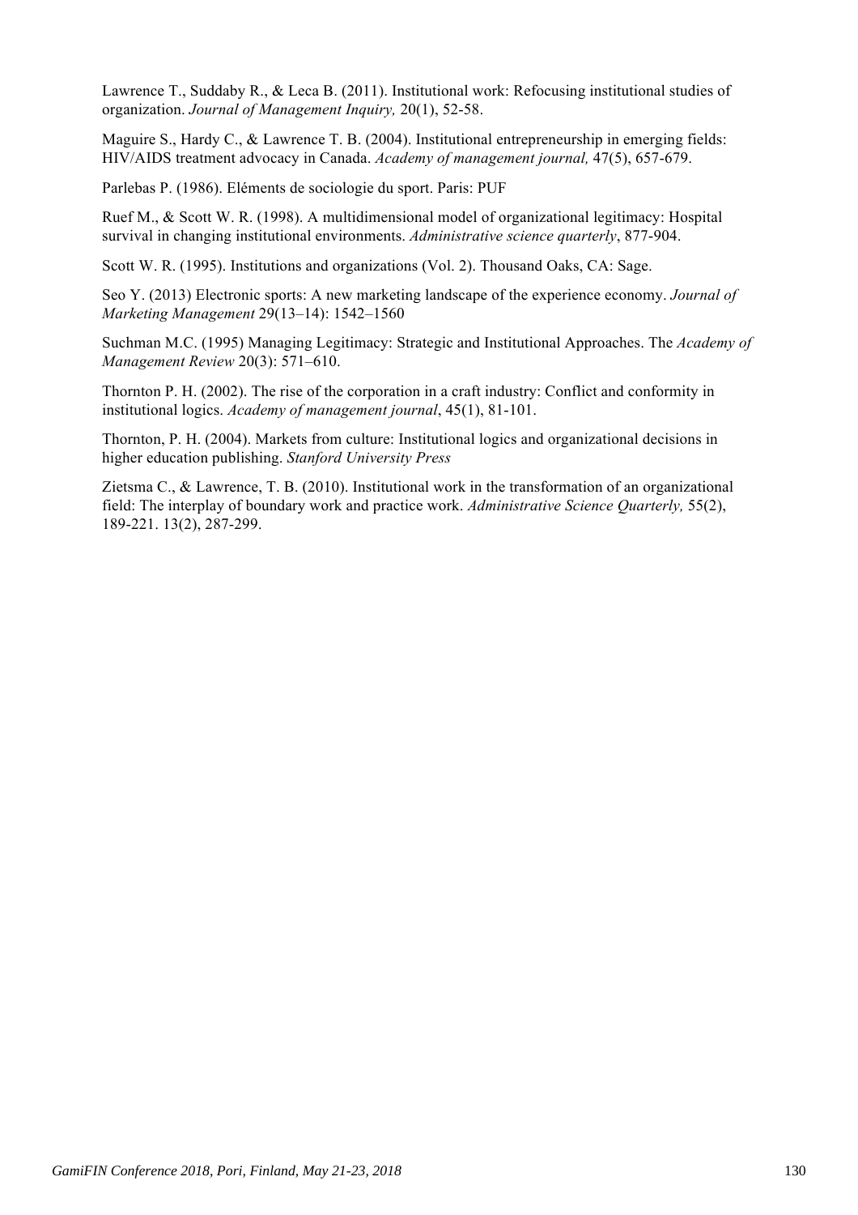Lawrence T., Suddaby R., & Leca B. (2011). Institutional work: Refocusing institutional studies of organization. *Journal of Management Inquiry,* 20(1), 52-58.

Maguire S., Hardy C., & Lawrence T. B. (2004). Institutional entrepreneurship in emerging fields: HIV/AIDS treatment advocacy in Canada. *Academy of management journal,* 47(5), 657-679.

Parlebas P. (1986). Eléments de sociologie du sport. Paris: PUF

Ruef M., & Scott W. R. (1998). A multidimensional model of organizational legitimacy: Hospital survival in changing institutional environments. *Administrative science quarterly*, 877-904.

Scott W. R. (1995). Institutions and organizations (Vol. 2). Thousand Oaks, CA: Sage.

Seo Y. (2013) Electronic sports: A new marketing landscape of the experience economy. *Journal of Marketing Management* 29(13–14): 1542–1560

Suchman M.C. (1995) Managing Legitimacy: Strategic and Institutional Approaches. The *Academy of Management Review* 20(3): 571–610.

Thornton P. H. (2002). The rise of the corporation in a craft industry: Conflict and conformity in institutional logics. *Academy of management journal*, 45(1), 81-101.

Thornton, P. H. (2004). Markets from culture: Institutional logics and organizational decisions in higher education publishing. *Stanford University Press*

Zietsma C., & Lawrence, T. B. (2010). Institutional work in the transformation of an organizational field: The interplay of boundary work and practice work. *Administrative Science Quarterly,* 55(2), 189-221. 13(2), 287-299.